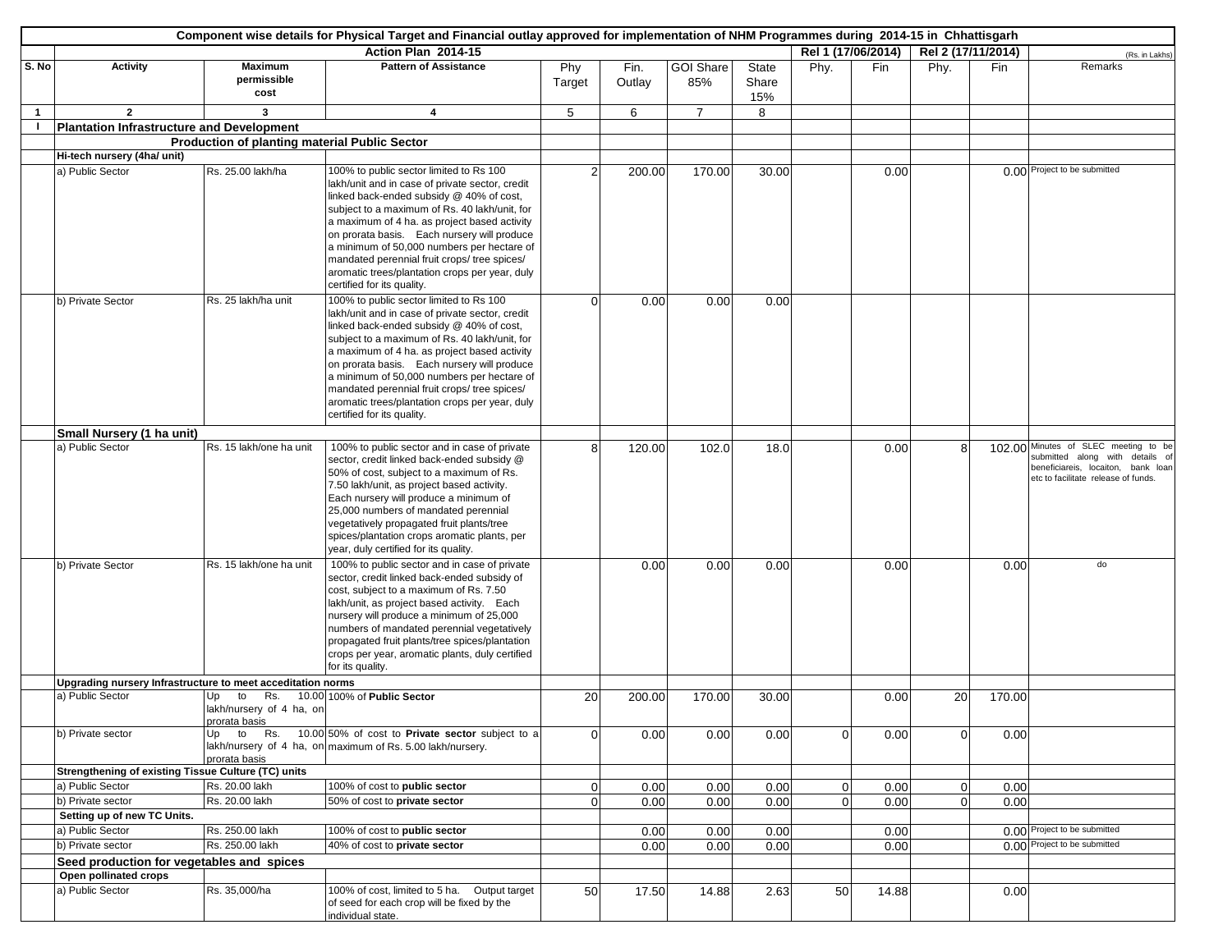**Component wise details for Physical Target and Financial outlay approved for implementation of NHM Programmes during 2014-15 in Chhattisgarh**

(Rs. in Lakhs)

| S. No | Activity | Maximum permissible cost | Pattern of Assistance | Action Plan 2014-15 | | | | Rel 1 (17/06/2014) | | Rel 2 (17/11/2014) | | Remarks |
|---|---|---|---|---|---|---|---|---|---|---|---|---|
| | | | | Phy Target | Fin. Outlay | GOI Share 85% | State Share 15% | Phy. | Fin | Phy. | Fin | |
| 1 | 2 | 3 | 4 | 5 | 6 | 7 | 8 | | | | | |
| I | **Plantation Infrastructure and Development** | | | | | | | | | | | |
| | | **Production of planting material Public Sector** | | | | | | | | | | |
| | **Hi-tech nursery (4ha/ unit)** | | | | | | | | | | | |
| | a) Public Sector | Rs. 25.00 lakh/ha | 100% to public sector limited to Rs 100 lakh/unit and in case of private sector, credit linked back-ended subsidy @ 40% of cost, subject to a maximum of Rs. 40 lakh/unit, for a maximum of 4 ha. as project based activity on prorata basis. Each nursery will produce a minimum of 50,000 numbers per hectare of mandated perennial fruit crops/ tree spices/ aromatic trees/plantation crops per year, duly certified for its quality. | 2 | 200.00 | 170.00 | 30.00 | | 0.00 | | 0.00 | Project to be submitted |
| | b) Private Sector | Rs. 25 lakh/ha unit | 100% to public sector limited to Rs 100 lakh/unit and in case of private sector, credit linked back-ended subsidy @ 40% of cost, subject to a maximum of Rs. 40 lakh/unit, for a maximum of 4 ha. as project based activity on prorata basis. Each nursery will produce a minimum of 50,000 numbers per hectare of mandated perennial fruit crops/ tree spices/ aromatic trees/plantation crops per year, duly certified for its quality. | 0 | 0.00 | 0.00 | 0.00 | | | | | |
| | **Small Nursery (1 ha unit)** | | | | | | | | | | | |
| | a) Public Sector | Rs. 15 lakh/one ha unit | 100% to public sector and in case of private sector, credit linked back-ended subsidy @ 50% of cost, subject to a maximum of Rs. 7.50 lakh/unit, as project based activity. Each nursery will produce a minimum of 25,000 numbers of mandated perennial vegetatively propagated fruit plants/tree spices/plantation crops aromatic plants, per year, duly certified for its quality. | 8 | 120.00 | 102.0 | 18.0 | | 0.00 | 8 | 102.00 | Minutes of SLEC meeting to be submitted along with details of beneficiareis, locaiton, bank loan etc to facilitate release of funds. |
| | b) Private Sector | Rs. 15 lakh/one ha unit | 100% to public sector and in case of private sector, credit linked back-ended subsidy of cost, subject to a maximum of Rs. 7.50 lakh/unit, as project based activity. Each nursery will produce a minimum of 25,000 numbers of mandated perennial vegetatively propagated fruit plants/tree spices/plantation crops per year, aromatic plants, duly certified for its quality. | | 0.00 | 0.00 | 0.00 | | 0.00 | | 0.00 | do |
| | **Upgrading nursery Infrastructure to meet acceditation norms** | | | | | | | | | | | |
| | a) Public Sector | Up to Rs. 10.00 lakh/nursery of 4 ha, on prorata basis | 100% of **Public Sector** | 20 | 200.00 | 170.00 | 30.00 | | 0.00 | 20 | 170.00 | |
| | b) Private sector | Up to Rs. 10.00 lakh/nursery of 4 ha, on prorata basis | 50% of cost to **Private sector** subject to a maximum of Rs. 5.00 lakh/nursery. | 0 | 0.00 | 0.00 | 0.00 | 0 | 0.00 | 0 | 0.00 | |
| | **Strengthening of existing Tissue Culture (TC) units** | | | | | | | | | | | |
| | a) Public Sector | Rs. 20.00 lakh | 100% of cost to **public sector** | 0 | 0.00 | 0.00 | 0.00 | 0 | 0.00 | 0 | 0.00 | |
| | b) Private sector | Rs. 20.00 lakh | 50% of cost to **private sector** | 0 | 0.00 | 0.00 | 0.00 | 0 | 0.00 | 0 | 0.00 | |
| | **Setting up of new TC Units.** | | | | | | | | | | | |
| | a) Public Sector | Rs. 250.00 lakh | 100% of cost to **public sector** | | 0.00 | 0.00 | 0.00 | | 0.00 | | 0.00 | Project to be submitted |
| | b) Private sector | Rs. 250.00 lakh | 40% of cost to **private sector** | | 0.00 | 0.00 | 0.00 | | 0.00 | | 0.00 | Project to be submitted |
| | **Seed production for vegetables and spices** | | | | | | | | | | | |
| | **Open pollinated crops** | | | | | | | | | | | |
| | a) Public Sector | Rs. 35,000/ha | 100% of cost, limited to 5 ha. Output target of seed for each crop will be fixed by the individual state. | 50 | 17.50 | 14.88 | 2.63 | 50 | 14.88 | | 0.00 | |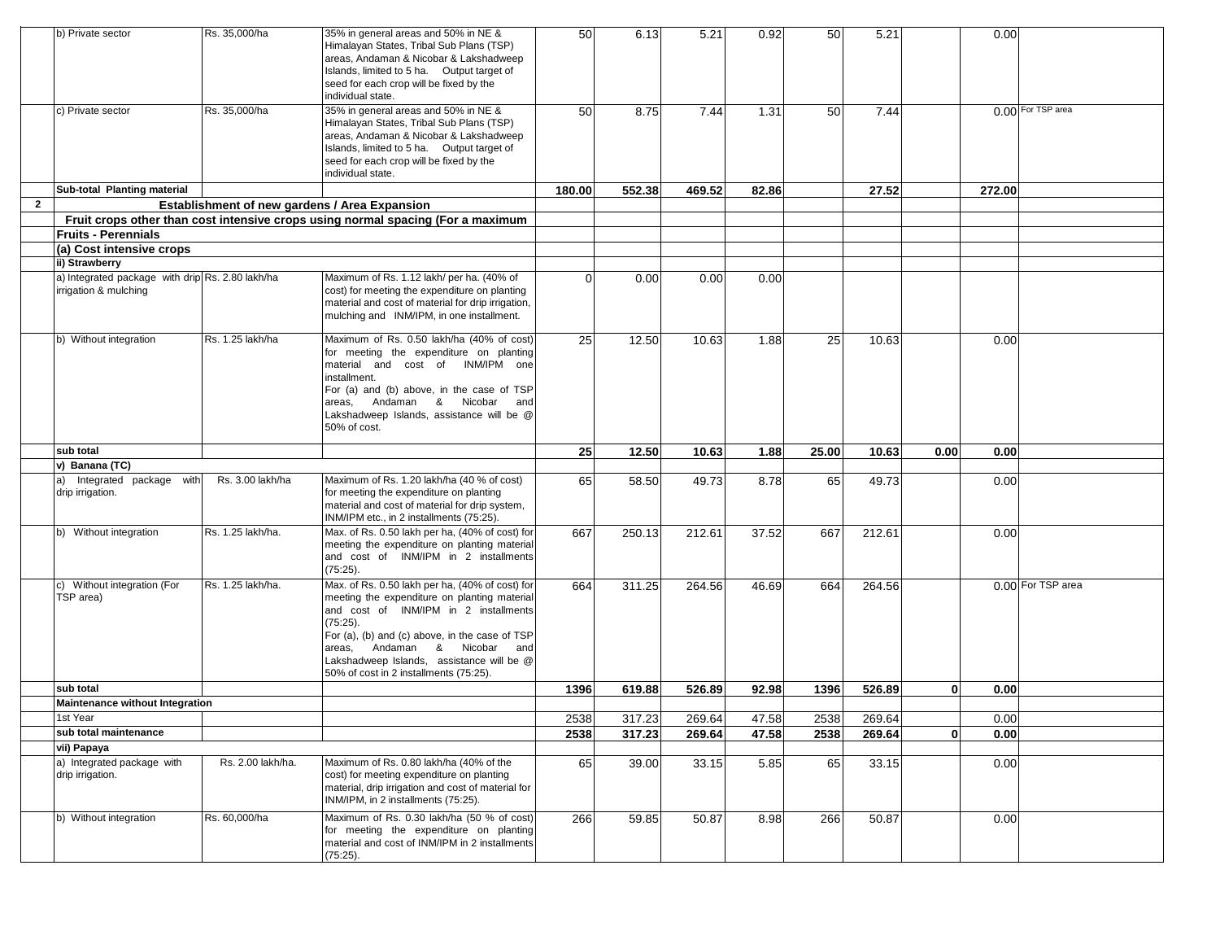| | | | | | | | | | | | | |
|---|---|---|---|---|---|---|---|---|---|---|---|---|
| | b) Private sector | Rs. 35,000/ha | 35% in general areas and 50% in NE & Himalayan States, Tribal Sub Plans (TSP) areas, Andaman & Nicobar & Lakshadweep Islands, limited to 5 ha. Output target of seed for each crop will be fixed by the individual state. | 50 | 6.13 | 5.21 | 0.92 | 50 | 5.21 | | 0.00 | |
| | c) Private sector | Rs. 35,000/ha | 35% in general areas and 50% in NE & Himalayan States, Tribal Sub Plans (TSP) areas, Andaman & Nicobar & Lakshadweep Islands, limited to 5 ha. Output target of seed for each crop will be fixed by the individual state. | 50 | 8.75 | 7.44 | 1.31 | 50 | 7.44 | | 0.00 | For TSP area |
| | **Sub-total Planting material** | | | **180.00** | **552.38** | **469.52** | **82.86** | | **27.52** | | **272.00** | |
| **2** | **Establishment of new gardens / Area Expansion** | | | | | | | | | | | |
| | **Fruit crops other than cost intensive crops using normal spacing (For a maximum** | | | | | | | | | | | |
| | **Fruits - Perennials** | | | | | | | | | | | |
| | **(a) Cost intensive crops** | | | | | | | | | | | |
| | **ii) Strawberry** | | | | | | | | | | | |
| | a) Integrated package with drip irrigation & mulching | Rs. 2.80 lakh/ha | Maximum of Rs. 1.12 lakh/ per ha. (40% of cost) for meeting the expenditure on planting material and cost of material for drip irrigation, mulching and INM/IPM, in one installment. | 0 | 0.00 | 0.00 | 0.00 | | | | | |
| | b) Without integration | Rs. 1.25 lakh/ha | Maximum of Rs. 0.50 lakh/ha (40% of cost) for meeting the expenditure on planting material and cost of INM/IPM one installment. For (a) and (b) above, in the case of TSP areas, Andaman & Nicobar and Lakshadweep Islands, assistance will be @ 50% of cost. | 25 | 12.50 | 10.63 | 1.88 | 25 | 10.63 | | 0.00 | |
| | **sub total** | | | **25** | **12.50** | **10.63** | **1.88** | **25.00** | **10.63** | **0.00** | **0.00** | |
| | **v) Banana (TC)** | | | | | | | | | | | |
| | a) Integrated package with drip irrigation. | Rs. 3.00 lakh/ha | Maximum of Rs. 1.20 lakh/ha (40 % of cost) for meeting the expenditure on planting material and cost of material for drip system, INM/IPM etc., in 2 installments (75:25). | 65 | 58.50 | 49.73 | 8.78 | 65 | 49.73 | | 0.00 | |
| | b) Without integration | Rs. 1.25 lakh/ha. | Max. of Rs. 0.50 lakh per ha, (40% of cost) for meeting the expenditure on planting material and cost of INM/IPM in 2 installments (75:25). | 667 | 250.13 | 212.61 | 37.52 | 667 | 212.61 | | 0.00 | |
| | c) Without integration (For TSP area) | Rs. 1.25 lakh/ha. | Max. of Rs. 0.50 lakh per ha, (40% of cost) for meeting the expenditure on planting material and cost of INM/IPM in 2 installments (75:25). For (a), (b) and (c) above, in the case of TSP areas, Andaman & Nicobar and Lakshadweep Islands, assistance will be @ 50% of cost in 2 installments (75:25). | 664 | 311.25 | 264.56 | 46.69 | 664 | 264.56 | | 0.00 | For TSP area |
| | **sub total** | | | **1396** | **619.88** | **526.89** | **92.98** | **1396** | **526.89** | **0** | **0.00** | |
| | **Maintenance without Integration** | | | | | | | | | | | |
| | 1st Year | | | 2538 | 317.23 | 269.64 | 47.58 | 2538 | 269.64 | | 0.00 | |
| | **sub total maintenance** | | | **2538** | **317.23** | **269.64** | **47.58** | **2538** | **269.64** | **0** | **0.00** | |
| | **vii) Papaya** | | | | | | | | | | | |
| | a) Integrated package with drip irrigation. | Rs. 2.00 lakh/ha. | Maximum of Rs. 0.80 lakh/ha (40% of the cost) for meeting expenditure on planting material, drip irrigation and cost of material for INM/IPM, in 2 installments (75:25). | 65 | 39.00 | 33.15 | 5.85 | 65 | 33.15 | | 0.00 | |
| | b) Without integration | Rs. 60,000/ha | Maximum of Rs. 0.30 lakh/ha (50 % of cost) for meeting the expenditure on planting material and cost of INM/IPM in 2 installments (75:25). | 266 | 59.85 | 50.87 | 8.98 | 266 | 50.87 | | 0.00 | |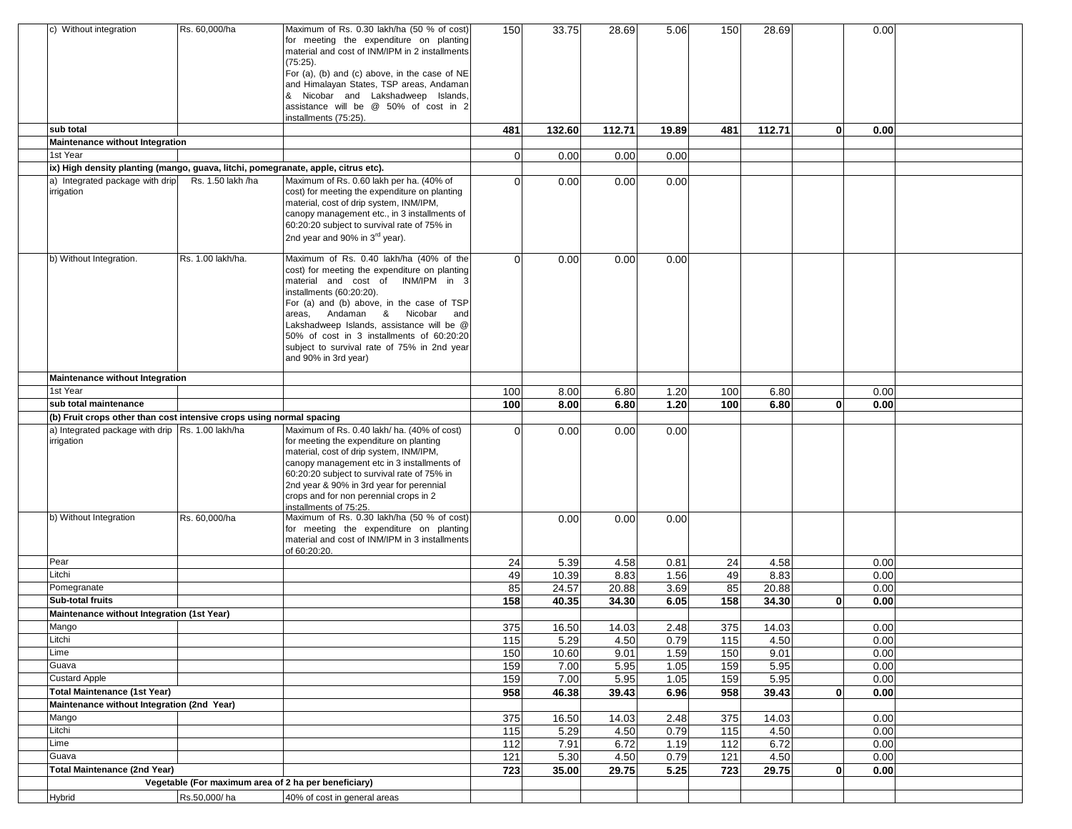| | | | | | | | | | | | |
|---|---|---|---|---|---|---|---|---|---|---|---|
| c) Without integration | Rs. 60,000/ha | Maximum of Rs. 0.30 lakh/ha (50 % of cost) for meeting the expenditure on planting material and cost of INM/IPM in 2 installments (75:25). For (a), (b) and (c) above, in the case of NE and Himalayan States, TSP areas, Andaman & Nicobar and Lakshadweep Islands, assistance will be @ 50% of cost in 2 installments (75:25). | 150 | 33.75 | 28.69 | 5.06 | 150 | 28.69 | | 0.00 | |
| **sub total** | | | **481** | **132.60** | **112.71** | **19.89** | **481** | **112.71** | **0** | **0.00** | |
| **Maintenance without Integration** | | | | | | | | | | | |
| 1st Year | | | 0 | 0.00 | 0.00 | 0.00 | | | | | |
| **ix) High density planting (mango, guava, litchi, pomegranate, apple, citrus etc).** | | | | | | | | | | | |
| a) Integrated package with drip irrigation | Rs. 1.50 lakh /ha | Maximum of Rs. 0.60 lakh per ha. (40% of cost) for meeting the expenditure on planting material, cost of drip system, INM/IPM, canopy management etc., in 3 installments of 60:20:20 subject to survival rate of 75% in 2nd year and 90% in 3rd year). | 0 | 0.00 | 0.00 | 0.00 | | | | | |
| b) Without Integration. | Rs. 1.00 lakh/ha. | Maximum of Rs. 0.40 lakh/ha (40% of the cost) for meeting the expenditure on planting material and cost of INM/IPM in 3 installments (60:20:20). For (a) and (b) above, in the case of TSP areas, Andaman & Nicobar and Lakshadweep Islands, assistance will be @ 50% of cost in 3 installments of 60:20:20 subject to survival rate of 75% in 2nd year and 90% in 3rd year) | 0 | 0.00 | 0.00 | 0.00 | | | | | |
| **Maintenance without Integration** | | | | | | | | | | | |
| 1st Year | | | 100 | 8.00 | 6.80 | 1.20 | 100 | 6.80 | | 0.00 | |
| **sub total maintenance** | | | **100** | **8.00** | **6.80** | **1.20** | **100** | **6.80** | **0** | **0.00** | |
| **(b) Fruit crops other than cost intensive crops using normal spacing** | | | | | | | | | | | |
| a) Integrated package with drip irrigation | Rs. 1.00 lakh/ha | Maximum of Rs. 0.40 lakh/ ha. (40% of cost) for meeting the expenditure on planting material, cost of drip system, INM/IPM, canopy management etc in 3 installments of 60:20:20 subject to survival rate of 75% in 2nd year & 90% in 3rd year for perennial crops and for non perennial crops in 2 installments of 75:25. | 0 | 0.00 | 0.00 | 0.00 | | | | | |
| b) Without Integration | Rs. 60,000/ha | Maximum of Rs. 0.30 lakh/ha (50 % of cost) for meeting the expenditure on planting material and cost of INM/IPM in 3 installments of 60:20:20. | | 0.00 | 0.00 | 0.00 | | | | | |
| Pear | | | 24 | 5.39 | 4.58 | 0.81 | 24 | 4.58 | | 0.00 | |
| Litchi | | | 49 | 10.39 | 8.83 | 1.56 | 49 | 8.83 | | 0.00 | |
| Pomegranate | | | 85 | 24.57 | 20.88 | 3.69 | 85 | 20.88 | | 0.00 | |
| **Sub-total fruits** | | | **158** | **40.35** | **34.30** | **6.05** | **158** | **34.30** | **0** | **0.00** | |
| **Maintenance without Integration (1st Year)** | | | | | | | | | | | |
| Mango | | | 375 | 16.50 | 14.03 | 2.48 | 375 | 14.03 | | 0.00 | |
| Litchi | | | 115 | 5.29 | 4.50 | 0.79 | 115 | 4.50 | | 0.00 | |
| Lime | | | 150 | 10.60 | 9.01 | 1.59 | 150 | 9.01 | | 0.00 | |
| Guava | | | 159 | 7.00 | 5.95 | 1.05 | 159 | 5.95 | | 0.00 | |
| Custard Apple | | | 159 | 7.00 | 5.95 | 1.05 | 159 | 5.95 | | 0.00 | |
| **Total Maintenance (1st Year)** | | | **958** | **46.38** | **39.43** | **6.96** | **958** | **39.43** | **0** | **0.00** | |
| **Maintenance without Integration (2nd Year)** | | | | | | | | | | | |
| Mango | | | 375 | 16.50 | 14.03 | 2.48 | 375 | 14.03 | | 0.00 | |
| Litchi | | | 115 | 5.29 | 4.50 | 0.79 | 115 | 4.50 | | 0.00 | |
| Lime | | | 112 | 7.91 | 6.72 | 1.19 | 112 | 6.72 | | 0.00 | |
| Guava | | | 121 | 5.30 | 4.50 | 0.79 | 121 | 4.50 | | 0.00 | |
| **Total Maintenance (2nd Year)** | | | **723** | **35.00** | **29.75** | **5.25** | **723** | **29.75** | **0** | **0.00** | |
| | **Vegetable (For maximum area of 2 ha per beneficiary)** | | | | | | | | | | |
| Hybrid | Rs.50,000/ ha | 40% of cost in general areas | | | | | | | | | |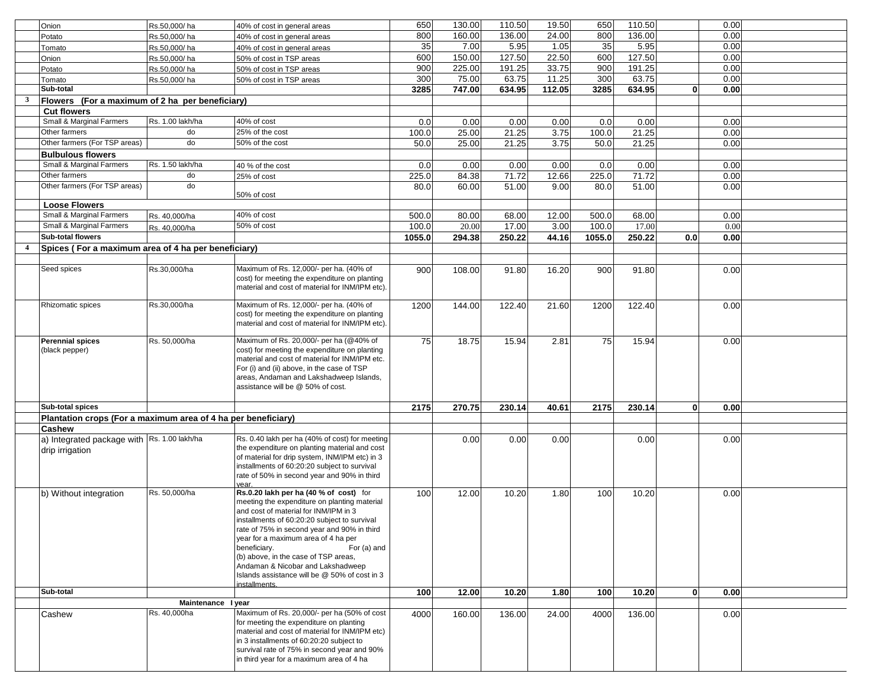| | | | | | | | | | | | | |
|---|---|---|---|---|---|---|---|---|---|---|---|---|
| | Onion | Rs.50,000/ ha | 40% of cost in general areas | 650 | 130.00 | 110.50 | 19.50 | 650 | 110.50 | | 0.00 | |
| | Potato | Rs.50,000/ ha | 40% of cost in general areas | 800 | 160.00 | 136.00 | 24.00 | 800 | 136.00 | | 0.00 | |
| | Tomato | Rs.50,000/ ha | 40% of cost in general areas | 35 | 7.00 | 5.95 | 1.05 | 35 | 5.95 | | 0.00 | |
| | Onion | Rs.50,000/ ha | 50% of cost in TSP areas | 600 | 150.00 | 127.50 | 22.50 | 600 | 127.50 | | 0.00 | |
| | Potato | Rs.50,000/ ha | 50% of cost in TSP areas | 900 | 225.00 | 191.25 | 33.75 | 900 | 191.25 | | 0.00 | |
| | Tomato | Rs.50,000/ ha | 50% of cost in TSP areas | 300 | 75.00 | 63.75 | 11.25 | 300 | 63.75 | | 0.00 | |
| | **Sub-total** | | | **3285** | **747.00** | **634.95** | **112.05** | **3285** | **634.95** | **0** | **0.00** | |
| **3** | **Flowers (For a maximum of 2 ha per beneficiary)** | | | | | | | | | | | |
| | **Cut flowers** | | | | | | | | | | | |
| | Small & Marginal Farmers | Rs. 1.00 lakh/ha | 40% of cost | 0.0 | 0.00 | 0.00 | 0.00 | 0.0 | 0.00 | | 0.00 | |
| | Other farmers | do | 25% of the cost | 100.0 | 25.00 | 21.25 | 3.75 | 100.0 | 21.25 | | 0.00 | |
| | Other farmers (For TSP areas) | do | 50% of the cost | 50.0 | 25.00 | 21.25 | 3.75 | 50.0 | 21.25 | | 0.00 | |
| | **Bulbulous flowers** | | | | | | | | | | | |
| | Small & Marginal Farmers | Rs. 1.50 lakh/ha | 40 % of the cost | 0.0 | 0.00 | 0.00 | 0.00 | 0.0 | 0.00 | | 0.00 | |
| | Other farmers | do | 25% of cost | 225.0 | 84.38 | 71.72 | 12.66 | 225.0 | 71.72 | | 0.00 | |
| | Other farmers (For TSP areas) | do | 50% of cost | 80.0 | 60.00 | 51.00 | 9.00 | 80.0 | 51.00 | | 0.00 | |
| | **Loose Flowers** | | | | | | | | | | | |
| | Small & Marginal Farmers | Rs. 40,000/ha | 40% of cost | 500.0 | 80.00 | 68.00 | 12.00 | 500.0 | 68.00 | | 0.00 | |
| | Small & Marginal Farmers | Rs. 40,000/ha | 50% of cost | 100.0 | 20.00 | 17.00 | 3.00 | 100.0 | 17.00 | | 0.00 | |
| | **Sub-total flowers** | | | **1055.0** | **294.38** | **250.22** | **44.16** | **1055.0** | **250.22** | **0.0** | **0.00** | |
| **4** | **Spices ( For a maximum area of 4 ha per beneficiary)** | | | | | | | | | | | |
| | Seed spices | Rs.30,000/ha | Maximum of Rs. 12,000/- per ha. (40% of cost) for meeting the expenditure on planting material and cost of material for INM/IPM etc). | 900 | 108.00 | 91.80 | 16.20 | 900 | 91.80 | | 0.00 | |
| | Rhizomatic spices | Rs.30,000/ha | Maximum of Rs. 12,000/- per ha. (40% of cost) for meeting the expenditure on planting material and cost of material for INM/IPM etc). | 1200 | 144.00 | 122.40 | 21.60 | 1200 | 122.40 | | 0.00 | |
| | **Perennial spices** (black pepper) | Rs. 50,000/ha | Maximum of Rs. 20,000/- per ha (@40% of cost) for meeting the expenditure on planting material and cost of material for INM/IPM etc. For (i) and (ii) above, in the case of TSP areas, Andaman and Lakshadweep Islands, assistance will be @ 50% of cost. | 75 | 18.75 | 15.94 | 2.81 | 75 | 15.94 | | 0.00 | |
| | **Sub-total spices** | | | **2175** | **270.75** | **230.14** | **40.61** | **2175** | **230.14** | **0** | **0.00** | |
| | **Plantation crops (For a maximum area of 4 ha per beneficiary)** | | | | | | | | | | | |
| | **Cashew** | | | | | | | | | | | |
| | a) Integrated package with drip irrigation | Rs. 1.00 lakh/ha | Rs. 0.40 lakh per ha (40% of cost) for meeting the expenditure on planting material and cost of material for drip system, INM/IPM etc) in 3 installments of 60:20:20 subject to survival rate of 50% in second year and 90% in third year. | | 0.00 | 0.00 | 0.00 | | 0.00 | | 0.00 | |
| | b) Without integration | Rs. 50,000/ha | **Rs.0.20 lakh per ha (40 % of cost)** for meeting the expenditure on planting material and cost of material for INM/IPM in 3 installments of 60:20:20 subject to survival rate of 75% in second year and 90% in third year for a maximum area of 4 ha per beneficiary. For (a) and (b) above, in the case of TSP areas, Andaman & Nicobar and Lakshadweep Islands assistance will be @ 50% of cost in 3 installments. | 100 | 12.00 | 10.20 | 1.80 | 100 | 10.20 | | 0.00 | |
| | **Sub-total** | | | **100** | **12.00** | **10.20** | **1.80** | **100** | **10.20** | **0** | **0.00** | |
| | **Maintenance I year** | | | | | | | | | | | |
| | Cashew | Rs. 40,000ha | Maximum of Rs. 20,000/- per ha (50% of cost for meeting the expenditure on planting material and cost of material for INM/IPM etc) in 3 installments of 60:20:20 subject to survival rate of 75% in second year and 90% in third year for a maximum area of 4 ha | 4000 | 160.00 | 136.00 | 24.00 | 4000 | 136.00 | | 0.00 | |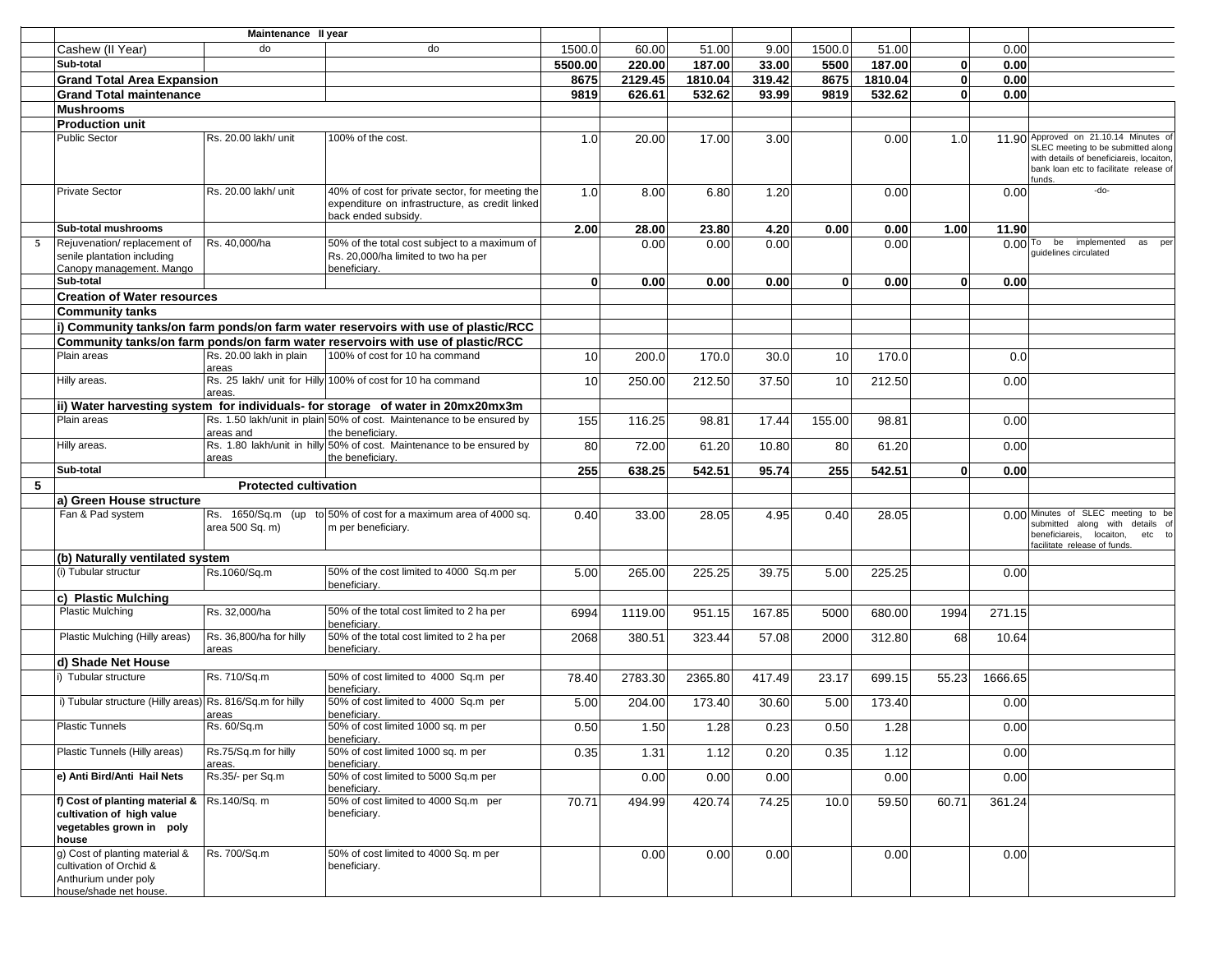| | | | | | | | | | | | | |
|---|---|---|---|---|---|---|---|---|---|---|---|---|
| | | Maintenance II year | | | | | | | | | | |
| | Cashew (II Year) | do | do | 1500.0 | 60.00 | 51.00 | 9.00 | 1500.0 | 51.00 | | 0.00 | |
| | **Sub-total** | | | **5500.00** | **220.00** | **187.00** | **33.00** | **5500** | **187.00** | **0** | **0.00** | |
| | **Grand Total Area Expansion** | | | **8675** | **2129.45** | **1810.04** | **319.42** | **8675** | **1810.04** | **0** | **0.00** | |
| | **Grand Total maintenance** | | | **9819** | **626.61** | **532.62** | **93.99** | **9819** | **532.62** | **0** | **0.00** | |
| | **Mushrooms** | | | | | | | | | | | |
| | **Production unit** | | | | | | | | | | | |
| | Public Sector | Rs. 20.00 lakh/ unit | 100% of the cost. | 1.0 | 20.00 | 17.00 | 3.00 | | 0.00 | 1.0 | 11.90 | Approved on 21.10.14 Minutes of SLEC meeting to be submitted along with details of beneficiareis, locaiton, bank loan etc to facilitate release of funds. |
| | Private Sector | Rs. 20.00 lakh/ unit | 40% of cost for private sector, for meeting the expenditure on infrastructure, as credit linked back ended subsidy. | 1.0 | 8.00 | 6.80 | 1.20 | | 0.00 | | 0.00 | -do- |
| | **Sub-total mushrooms** | | | **2.00** | **28.00** | **23.80** | **4.20** | **0.00** | **0.00** | **1.00** | **11.90** | |
| 5 | Rejuvenation/ replacement of senile plantation including Canopy management. Mango | Rs. 40,000/ha | 50% of the total cost subject to a maximum of Rs. 20,000/ha limited to two ha per beneficiary. | | 0.00 | 0.00 | 0.00 | | 0.00 | | 0.00 | To be implemented as per guidelines circulated |
| | **Sub-total** | | | **0** | **0.00** | **0.00** | **0.00** | **0** | **0.00** | **0** | **0.00** | |
| | **Creation of Water resources** | | | | | | | | | | | |
| | **Community tanks** | | | | | | | | | | | |
| | **i) Community tanks/on farm ponds/on farm water reservoirs with use of plastic/RCC** | | | | | | | | | | | |
| | **Community tanks/on farm ponds/on farm water reservoirs with use of plastic/RCC** | | | | | | | | | | | |
| | Plain areas | Rs. 20.00 lakh in plain areas | 100% of cost for 10 ha command | 10 | 200.0 | 170.0 | 30.0 | 10 | 170.0 | | 0.0 | |
| | Hilly areas. | Rs. 25 lakh/ unit for Hilly areas. | 100% of cost for 10 ha command | 10 | 250.00 | 212.50 | 37.50 | 10 | 212.50 | | 0.00 | |
| | **ii) Water harvesting system for individuals- for storage of water in 20mx20mx3m** | | | | | | | | | | | |
| | Plain areas | Rs. 1.50 lakh/unit in plain areas and | 50% of cost. Maintenance to be ensured by the beneficiary. | 155 | 116.25 | 98.81 | 17.44 | 155.00 | 98.81 | | 0.00 | |
| | Hilly areas. | Rs. 1.80 lakh/unit in hilly areas | 50% of cost. Maintenance to be ensured by the beneficiary. | 80 | 72.00 | 61.20 | 10.80 | 80 | 61.20 | | 0.00 | |
| | **Sub-total** | | | **255** | **638.25** | **542.51** | **95.74** | **255** | **542.51** | **0** | **0.00** | |
| **5** | | **Protected cultivation** | | | | | | | | | | |
| | **a) Green House structure** | | | | | | | | | | | |
| | Fan & Pad system | Rs. 1650/Sq.m (up to area 500 Sq. m) | 50% of cost for a maximum area of 4000 sq. m per beneficiary. | 0.40 | 33.00 | 28.05 | 4.95 | 0.40 | 28.05 | | 0.00 | Minutes of SLEC meeting to be submitted along with details of beneficiareis, locaiton, etc to facilitate release of funds. |
| | **(b) Naturally ventilated system** | | | | | | | | | | | |
| | (i) Tubular structur | Rs.1060/Sq.m | 50% of the cost limited to 4000 Sq.m per beneficiary. | 5.00 | 265.00 | 225.25 | 39.75 | 5.00 | 225.25 | | 0.00 | |
| | **c) Plastic Mulching** | | | | | | | | | | | |
| | Plastic Mulching | Rs. 32,000/ha | 50% of the total cost limited to 2 ha per beneficiary. | 6994 | 1119.00 | 951.15 | 167.85 | 5000 | 680.00 | 1994 | 271.15 | |
| | Plastic Mulching (Hilly areas) | Rs. 36,800/ha for hilly areas | 50% of the total cost limited to 2 ha per beneficiary. | 2068 | 380.51 | 323.44 | 57.08 | 2000 | 312.80 | 68 | 10.64 | |
| | **d) Shade Net House** | | | | | | | | | | | |
| | i) Tubular structure | Rs. 710/Sq.m | 50% of cost limited to 4000 Sq.m per beneficiary. | 78.40 | 2783.30 | 2365.80 | 417.49 | 23.17 | 699.15 | 55.23 | 1666.65 | |
| | i) Tubular structure (Hilly areas) | Rs. 816/Sq.m for hilly areas | 50% of cost limited to 4000 Sq.m per beneficiary. | 5.00 | 204.00 | 173.40 | 30.60 | 5.00 | 173.40 | | 0.00 | |
| | Plastic Tunnels | Rs. 60/Sq.m | 50% of cost limited 1000 sq. m per beneficiary. | 0.50 | 1.50 | 1.28 | 0.23 | 0.50 | 1.28 | | 0.00 | |
| | Plastic Tunnels (Hilly areas) | Rs.75/Sq.m for hilly areas. | 50% of cost limited 1000 sq. m per beneficiary. | 0.35 | 1.31 | 1.12 | 0.20 | 0.35 | 1.12 | | 0.00 | |
| | **e) Anti Bird/Anti Hail Nets** | Rs.35/- per Sq.m | 50% of cost limited to 5000 Sq.m per beneficiary. | | 0.00 | 0.00 | 0.00 | | 0.00 | | 0.00 | |
| | **f) Cost of planting material & cultivation of high value vegetables grown in poly house** | Rs.140/Sq. m | 50% of cost limited to 4000 Sq.m per beneficiary. | 70.71 | 494.99 | 420.74 | 74.25 | 10.0 | 59.50 | 60.71 | 361.24 | |
| | g) Cost of planting material & cultivation of Orchid & Anthurium under poly house/shade net house. | Rs. 700/Sq.m | 50% of cost limited to 4000 Sq. m per beneficiary. | | 0.00 | 0.00 | 0.00 | | 0.00 | | 0.00 | |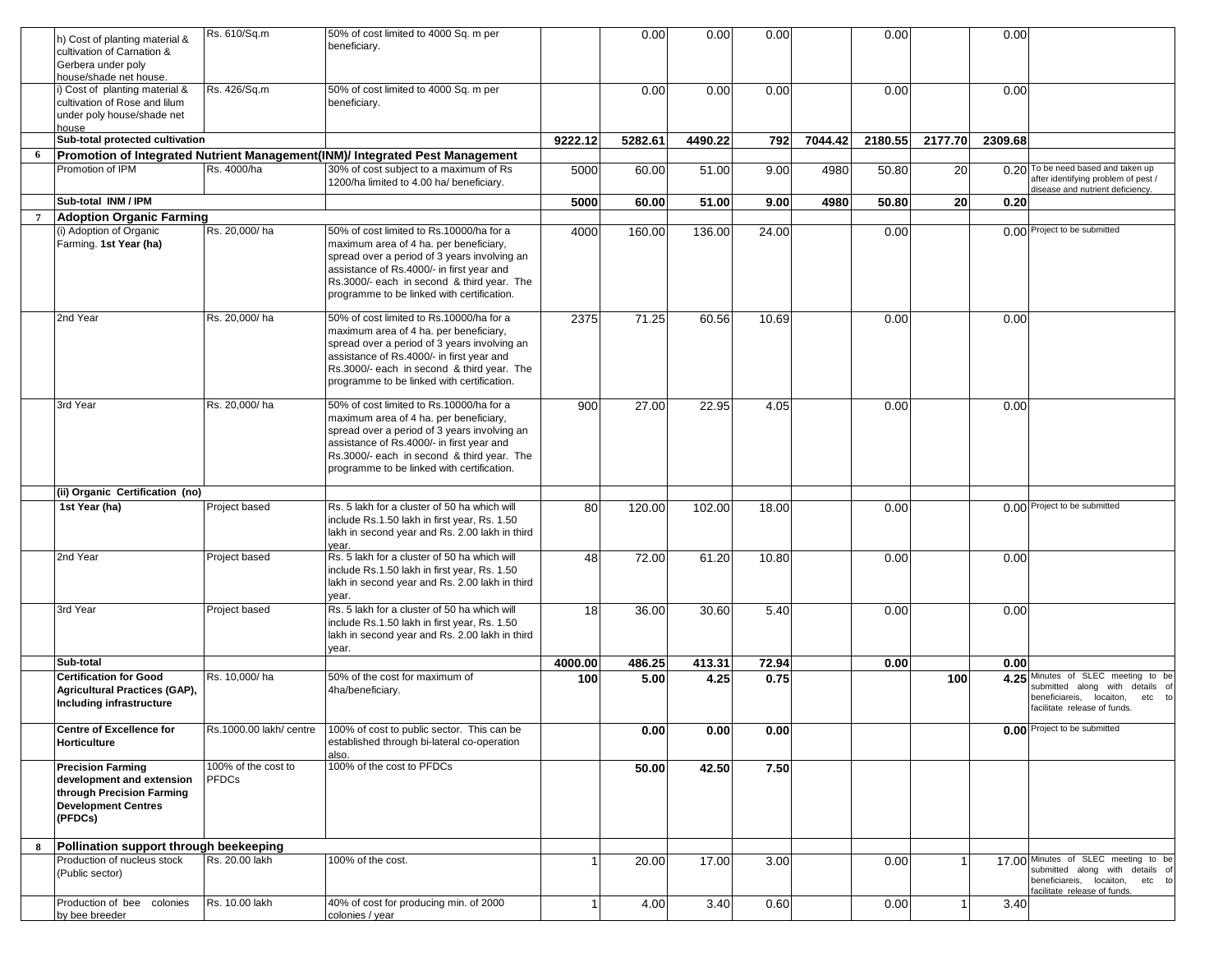| | | | | | | | | | | | |
|---|---|---|---|---|---|---|---|---|---|---|---|
| | h) Cost of planting material & cultivation of Carnation & Gerbera under poly house/shade net house. | Rs. 610/Sq.m | 50% of cost limited to 4000 Sq. m per beneficiary. | | 0.00 | 0.00 | 0.00 | | 0.00 | | 0.00 | |
| | i) Cost of planting material & cultivation of Rose and lilum under poly house/shade net house | Rs. 426/Sq.m | 50% of cost limited to 4000 Sq. m per beneficiary. | | 0.00 | 0.00 | 0.00 | | 0.00 | | 0.00 | |
| | **Sub-total protected cultivation** | | | **9222.12** | **5282.61** | **4490.22** | **792** | **7044.42** | **2180.55** | **2177.70** | **2309.68** | |
| **6** | **Promotion of Integrated Nutrient Management(INM)/ Integrated Pest Management** | | | | | | | | | | | |
| | Promotion of IPM | Rs. 4000/ha | 30% of cost subject to a maximum of Rs 1200/ha limited to 4.00 ha/ beneficiary. | 5000 | 60.00 | 51.00 | 9.00 | 4980 | 50.80 | 20 | 0.20 | To be need based and taken up after identifying problem of pest / disease and nutrient deficiency. |
| | **Sub-total INM / IPM** | | | **5000** | **60.00** | **51.00** | **9.00** | **4980** | **50.80** | **20** | **0.20** | |
| **7** | **Adoption Organic Farming** | | | | | | | | | | | |
| | (i) Adoption of Organic Farming. **1st Year (ha)** | Rs. 20,000/ ha | 50% of cost limited to Rs.10000/ha for a maximum area of 4 ha. per beneficiary, spread over a period of 3 years involving an assistance of Rs.4000/- in first year and Rs.3000/- each in second & third year. The programme to be linked with certification. | 4000 | 160.00 | 136.00 | 24.00 | | 0.00 | | 0.00 | Project to be submitted |
| | 2nd Year | Rs. 20,000/ ha | 50% of cost limited to Rs.10000/ha for a maximum area of 4 ha. per beneficiary, spread over a period of 3 years involving an assistance of Rs.4000/- in first year and Rs.3000/- each in second & third year. The programme to be linked with certification. | 2375 | 71.25 | 60.56 | 10.69 | | 0.00 | | 0.00 | |
| | 3rd Year | Rs. 20,000/ ha | 50% of cost limited to Rs.10000/ha for a maximum area of 4 ha. per beneficiary, spread over a period of 3 years involving an assistance of Rs.4000/- in first year and Rs.3000/- each in second & third year. The programme to be linked with certification. | 900 | 27.00 | 22.95 | 4.05 | | 0.00 | | 0.00 | |
| | **(ii) Organic Certification (no)** | | | | | | | | | | | |
| | **1st Year (ha)** | Project based | Rs. 5 lakh for a cluster of 50 ha which will include Rs.1.50 lakh in first year, Rs. 1.50 lakh in second year and Rs. 2.00 lakh in third year. | 80 | 120.00 | 102.00 | 18.00 | | 0.00 | | 0.00 | Project to be submitted |
| | 2nd Year | Project based | Rs. 5 lakh for a cluster of 50 ha which will include Rs.1.50 lakh in first year, Rs. 1.50 lakh in second year and Rs. 2.00 lakh in third year. | 48 | 72.00 | 61.20 | 10.80 | | 0.00 | | 0.00 | |
| | 3rd Year | Project based | Rs. 5 lakh for a cluster of 50 ha which will include Rs.1.50 lakh in first year, Rs. 1.50 lakh in second year and Rs. 2.00 lakh in third year. | 18 | 36.00 | 30.60 | 5.40 | | 0.00 | | 0.00 | |
| | **Sub-total** | | | **4000.00** | **486.25** | **413.31** | **72.94** | | **0.00** | | **0.00** | |
| | **Certification for Good Agricultural Practices (GAP), Including infrastructure** | Rs. 10,000/ ha | 50% of the cost for maximum of 4ha/beneficiary. | **100** | **5.00** | **4.25** | **0.75** | | | **100** | **4.25** | Minutes of SLEC meeting to be submitted along with details of beneficiareis, locaiton, etc to facilitate release of funds. |
| | **Centre of Excellence for Horticulture** | Rs.1000.00 lakh/ centre | 100% of cost to public sector. This can be established through bi-lateral co-operation also. | | **0.00** | **0.00** | **0.00** | | | | **0.00** | Project to be submitted |
| | **Precision Farming development and extension through Precision Farming Development Centres (PFDCs)** | 100% of the cost to PFDCs | 100% of the cost to PFDCs | | **50.00** | **42.50** | **7.50** | | | | | |
| **8** | **Pollination support through beekeeping** | | | | | | | | | | | |
| | Production of nucleus stock (Public sector) | Rs. 20.00 lakh | 100% of the cost. | 1 | 20.00 | 17.00 | 3.00 | | 0.00 | 1 | 17.00 | Minutes of SLEC meeting to be submitted along with details of beneficiareis, locaiton, etc to facilitate release of funds. |
| | Production of bee colonies by bee breeder | Rs. 10.00 lakh | 40% of cost for producing min. of 2000 colonies / year | 1 | 4.00 | 3.40 | 0.60 | | 0.00 | 1 | 3.40 | |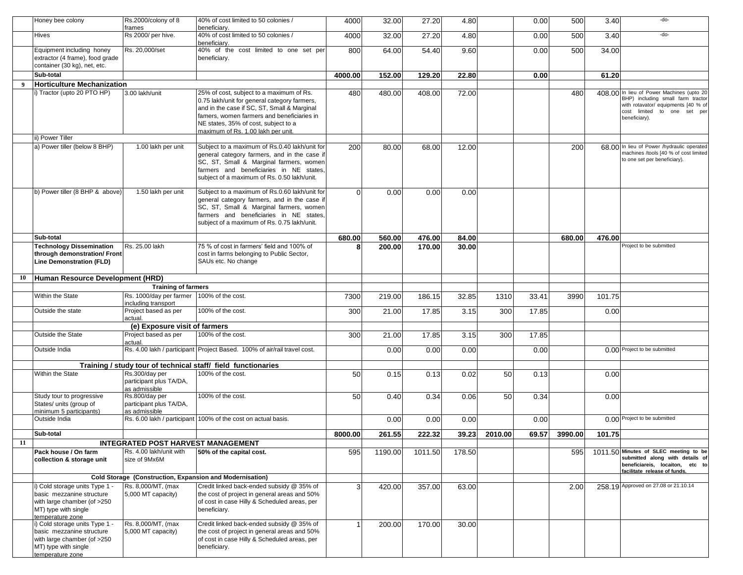|  |  |  |  |  |  |  |  |  |  |  |  |  |
|---|---|---|---|---|---|---|---|---|---|---|---|---|
|  | Honey bee colony | Rs.2000/colony of 8 frames | 40% of cost limited to 50 colonies / beneficiary. | 4000 | 32.00 | 27.20 | 4.80 |  | 0.00 | 500 | 3.40 | -do- |
|  | Hives | Rs 2000/ per hive. | 40% of cost limited to 50 colonies / beneficiary. | 4000 | 32.00 | 27.20 | 4.80 |  | 0.00 | 500 | 3.40 | -do- |
|  | Equipment including honey extractor (4 frame), food grade container (30 kg), net, etc. | Rs. 20,000/set | 40% of the cost limited to one set per beneficiary. | 800 | 64.00 | 54.40 | 9.60 |  | 0.00 | 500 | 34.00 |  |
|  | **Sub-total** |  |  | **4000.00** | **152.00** | **129.20** | **22.80** |  | **0.00** |  | **61.20** |  |
| **9** | **Horticulture Mechanization** |  |  |  |  |  |  |  |  |  |  |  |
|  | i) Tractor (upto 20 PTO HP) | 3.00 lakh/unit | 25% of cost, subject to a maximum of Rs. 0.75 lakh/unit for general category farmers, and in the case if SC, ST, Small & Marginal famers, women farmers and beneficiaries in NE states, 35% of cost, subject to a maximum of Rs. 1.00 lakh per unit. | 480 | 480.00 | 408.00 | 72.00 |  |  | 480 | 408.00 | In lieu of Power Machines (upto 20 BHP) including small farm tractor with rotavator/ equipments [40 % of cost limited to one set per beneficiary). |
|  | ii) Power Tiller |  |  |  |  |  |  |  |  |  |  |  |
|  | a) Power tiller (below 8 BHP) | 1.00 lakh per unit | Subject to a maximum of Rs.0.40 lakh/unit for general category farmers, and in the case if SC, ST, Small & Marginal farmers, women farmers and beneficiaries in NE states, subject of a maximum of Rs. 0.50 lakh/unit. | 200 | 80.00 | 68.00 | 12.00 |  |  | 200 | 68.00 | In lieu of Power /hydraulic operated machines /tools [40 % of cost limited to one set per beneficiary). |
|  | b) Power tiller (8 BHP & above) | 1.50 lakh per unit | Subject to a maximum of Rs.0.60 lakh/unit for general category farmers, and in the case if SC, ST, Small & Marginal farmers, women farmers and beneficiaries in NE states, subject of a maximum of Rs. 0.75 lakh/unit. | 0 | 0.00 | 0.00 | 0.00 |  |  |  |  |  |
|  | **Sub-total** |  |  | **680.00** | **560.00** | **476.00** | **84.00** |  |  | **680.00** | **476.00** |  |
|  | **Technology Dissemination through demonstration/ Front Line Demonstration (FLD)** | Rs. 25.00 lakh | 75 % of cost in farmers' field and 100% of cost in farms belonging to Public Sector, SAUs etc. No change | **8** | **200.00** | **170.00** | **30.00** |  |  |  |  | Project to be submitted |
| **10** | **Human Resource Development (HRD)** |  |  |  |  |  |  |  |  |  |  |  |
|  | **Training of farmers** |  |  |  |  |  |  |  |  |  |  |  |
|  | Within the State | Rs. 1000/day per farmer including transport | 100% of the cost. | 7300 | 219.00 | 186.15 | 32.85 | 1310 | 33.41 | 3990 | 101.75 |  |
|  | Outside the state | Project based as per actual. | 100% of the cost. | 300 | 21.00 | 17.85 | 3.15 | 300 | 17.85 |  | 0.00 |  |
|  | **(e) Exposure visit of farmers** |  |  |  |  |  |  |  |  |  |  |  |
|  | Outside the State | Project based as per actual. | 100% of the cost. | 300 | 21.00 | 17.85 | 3.15 | 300 | 17.85 |  |  |  |
|  | Outside India | Rs. 4.00 lakh / participant | Project Based. 100% of air/rail travel cost. |  | 0.00 | 0.00 | 0.00 |  | 0.00 |  | 0.00 | Project to be submitted |
|  | **Training / study tour of technical staff/ field functionaries** |  |  |  |  |  |  |  |  |  |  |  |
|  | Within the State | Rs.300/day per participant plus TA/DA, as admissible | 100% of the cost. | 50 | 0.15 | 0.13 | 0.02 | 50 | 0.13 |  | 0.00 |  |
|  | Study tour to progressive States/ units (group of minimum 5 participants) | Rs.800/day per participant plus TA/DA, as admissible | 100% of the cost. | 50 | 0.40 | 0.34 | 0.06 | 50 | 0.34 |  | 0.00 |  |
|  | Outside India | Rs. 6.00 lakh / participant | 100% of the cost on actual basis. |  | 0.00 | 0.00 | 0.00 |  | 0.00 |  | 0.00 | Project to be submitted |
|  | **Sub-total** |  |  | **8000.00** | **261.55** | **222.32** | **39.23** | **2010.00** | **69.57** | **3990.00** | **101.75** |  |
| **11** | **INTEGRATED POST HARVEST MANAGEMENT** |  |  |  |  |  |  |  |  |  |  |  |
|  | **Pack house / On farm collection & storage unit** | Rs. 4.00 lakh/unit with size of 9Mx6M | **50% of the capital cost.** | 595 | 1190.00 | 1011.50 | 178.50 |  |  | 595 | 1011.50 | **Minutes of SLEC meeting to be submitted along with details of beneficiareis, locaiton, etc to facilitate release of funds.** |
|  | **Cold Storage (Construction, Expansion and Modernisation)** |  |  |  |  |  |  |  |  |  |  |  |
|  | i) Cold storage units Type 1 - basic mezzanine structure with large chamber (of >250 MT) type with single temperature zone | Rs. 8,000/MT, (max 5,000 MT capacity) | Credit linked back-ended subsidy @ 35% of the cost of project in general areas and 50% of cost in case Hilly & Scheduled areas, per beneficiary. | 3 | 420.00 | 357.00 | 63.00 |  |  | 2.00 | 258.19 | Approved on 27.08 or 21.10.14 |
|  | i) Cold storage units Type 1 - basic mezzanine structure with large chamber (of >250 MT) type with single temperature zone | Rs. 8,000/MT, (max 5,000 MT capacity) | Credit linked back-ended subsidy @ 35% of the cost of project in general areas and 50% of cost in case Hilly & Scheduled areas, per beneficiary. | 1 | 200.00 | 170.00 | 30.00 |  |  |  |  |  |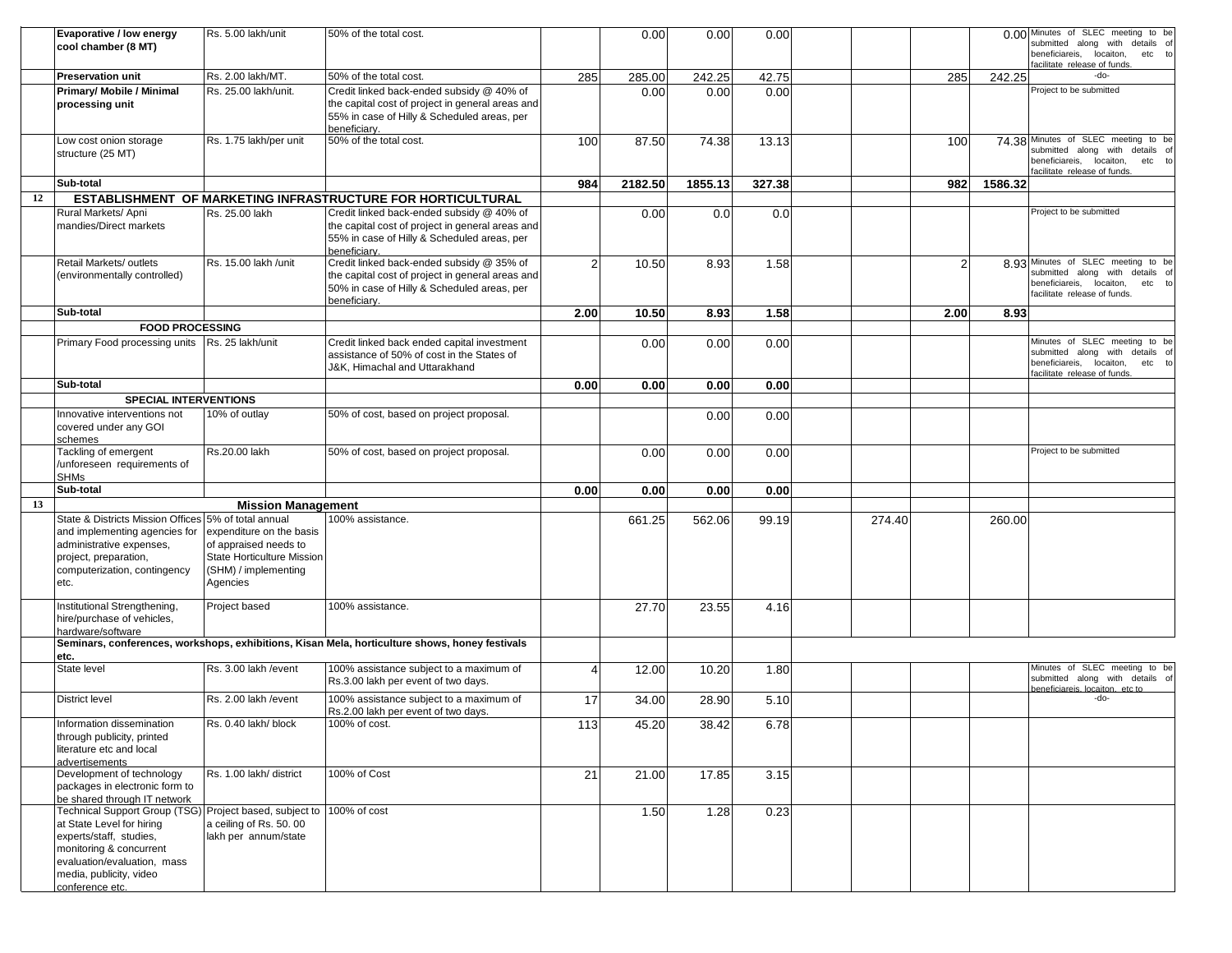| | | | | | | | | | | | | |
|---|---|---|---|---|---|---|---|---|---|---|---|---|
| | Evaporative / low energy cool chamber (8 MT) | Rs. 5.00 lakh/unit | 50% of the total cost. | | 0.00 | 0.00 | 0.00 | | | | 0.00 | Minutes of SLEC meeting to be submitted along with details of beneficiareis, locaiton, etc to facilitate release of funds. |
| | Preservation unit | Rs. 2.00 lakh/MT. | 50% of the total cost. | 285 | 285.00 | 242.25 | 42.75 | | | 285 | 242.25 | -do- |
| | Primary/ Mobile / Minimal processing unit | Rs. 25.00 lakh/unit. | Credit linked back-ended subsidy @ 40% of the capital cost of project in general areas and 55% in case of Hilly & Scheduled areas, per beneficiary. | | 0.00 | 0.00 | 0.00 | | | | | Project to be submitted |
| | Low cost onion storage structure (25 MT) | Rs. 1.75 lakh/per unit | 50% of the total cost. | 100 | 87.50 | 74.38 | 13.13 | | | 100 | 74.38 | Minutes of SLEC meeting to be submitted along with details of beneficiareis, locaiton, etc to facilitate release of funds. |
| | **Sub-total** | | | **984** | **2182.50** | **1855.13** | **327.38** | | | **982** | **1586.32** | |
| **12** | **ESTABLISHMENT OF MARKETING INFRASTRUCTURE FOR HORTICULTURAL** | | | | | | | | | | | |
| | Rural Markets/ Apni mandies/Direct markets | Rs. 25.00 lakh | Credit linked back-ended subsidy @ 40% of the capital cost of project in general areas and 55% in case of Hilly & Scheduled areas, per beneficiary. | | 0.00 | 0.0 | 0.0 | | | | | Project to be submitted |
| | Retail Markets/ outlets (environmentally controlled) | Rs. 15.00 lakh /unit | Credit linked back-ended subsidy @ 35% of the capital cost of project in general areas and 50% in case of Hilly & Scheduled areas, per beneficiary. | 2 | 10.50 | 8.93 | 1.58 | | | 2 | 8.93 | Minutes of SLEC meeting to be submitted along with details of beneficiareis, locaiton, etc to facilitate release of funds. |
| | **Sub-total** | | | **2.00** | **10.50** | **8.93** | **1.58** | | | **2.00** | **8.93** | |
| | **FOOD PROCESSING** | | | | | | | | | | | |
| | Primary Food processing units | Rs. 25 lakh/unit | Credit linked back ended capital investment assistance of 50% of cost in the States of J&K, Himachal and Uttarakhand | | 0.00 | 0.00 | 0.00 | | | | | Minutes of SLEC meeting to be submitted along with details of beneficiareis, locaiton, etc to facilitate release of funds. |
| | **Sub-total** | | | **0.00** | **0.00** | **0.00** | **0.00** | | | | | |
| | **SPECIAL INTERVENTIONS** | | | | | | | | | | | |
| | Innovative interventions not covered under any GOI schemes | 10% of outlay | 50% of cost, based on project proposal. | | | 0.00 | 0.00 | | | | | |
| | Tackling of emergent /unforeseen requirements of SHMs | Rs.20.00 lakh | 50% of cost, based on project proposal. | | 0.00 | 0.00 | 0.00 | | | | | Project to be submitted |
| | **Sub-total** | | | **0.00** | **0.00** | **0.00** | **0.00** | | | | | |
| **13** | **Mission Management** | | | | | | | | | | | |
| | State & Districts Mission Offices and implementing agencies for administrative expenses, project, preparation, computerization, contingency etc. | 5% of total annual expenditure on the basis of appraised needs to State Horticulture Mission (SHM) / implementing Agencies | 100% assistance. | | 661.25 | 562.06 | 99.19 | | 274.40 | | 260.00 | |
| | Institutional Strengthening, hire/purchase of vehicles, hardware/software | Project based | 100% assistance. | | 27.70 | 23.55 | 4.16 | | | | | |
| | **Seminars, conferences, workshops, exhibitions, Kisan Mela, horticulture shows, honey festivals etc.** | | | | | | | | | | | |
| | State level | Rs. 3.00 lakh /event | 100% assistance subject to a maximum of Rs.3.00 lakh per event of two days. | 4 | 12.00 | 10.20 | 1.80 | | | | | Minutes of SLEC meeting to be submitted along with details of beneficiareis, locaiton, etc to |
| | District level | Rs. 2.00 lakh /event | 100% assistance subject to a maximum of Rs.2.00 lakh per event of two days. | 17 | 34.00 | 28.90 | 5.10 | | | | | -do- |
| | Information dissemination through publicity, printed literature etc and local advertisements | Rs. 0.40 lakh/ block | 100% of cost. | 113 | 45.20 | 38.42 | 6.78 | | | | | |
| | Development of technology packages in electronic form to be shared through IT network | Rs. 1.00 lakh/ district | 100% of Cost | 21 | 21.00 | 17.85 | 3.15 | | | | | |
| | Technical Support Group (TSG) at State Level for hiring experts/staff, studies, monitoring & concurrent evaluation/evaluation, mass media, publicity, video conference etc. | Project based, subject to a ceiling of Rs. 50. 00 lakh per annum/state | 100% of cost | | 1.50 | 1.28 | 0.23 | | | | | |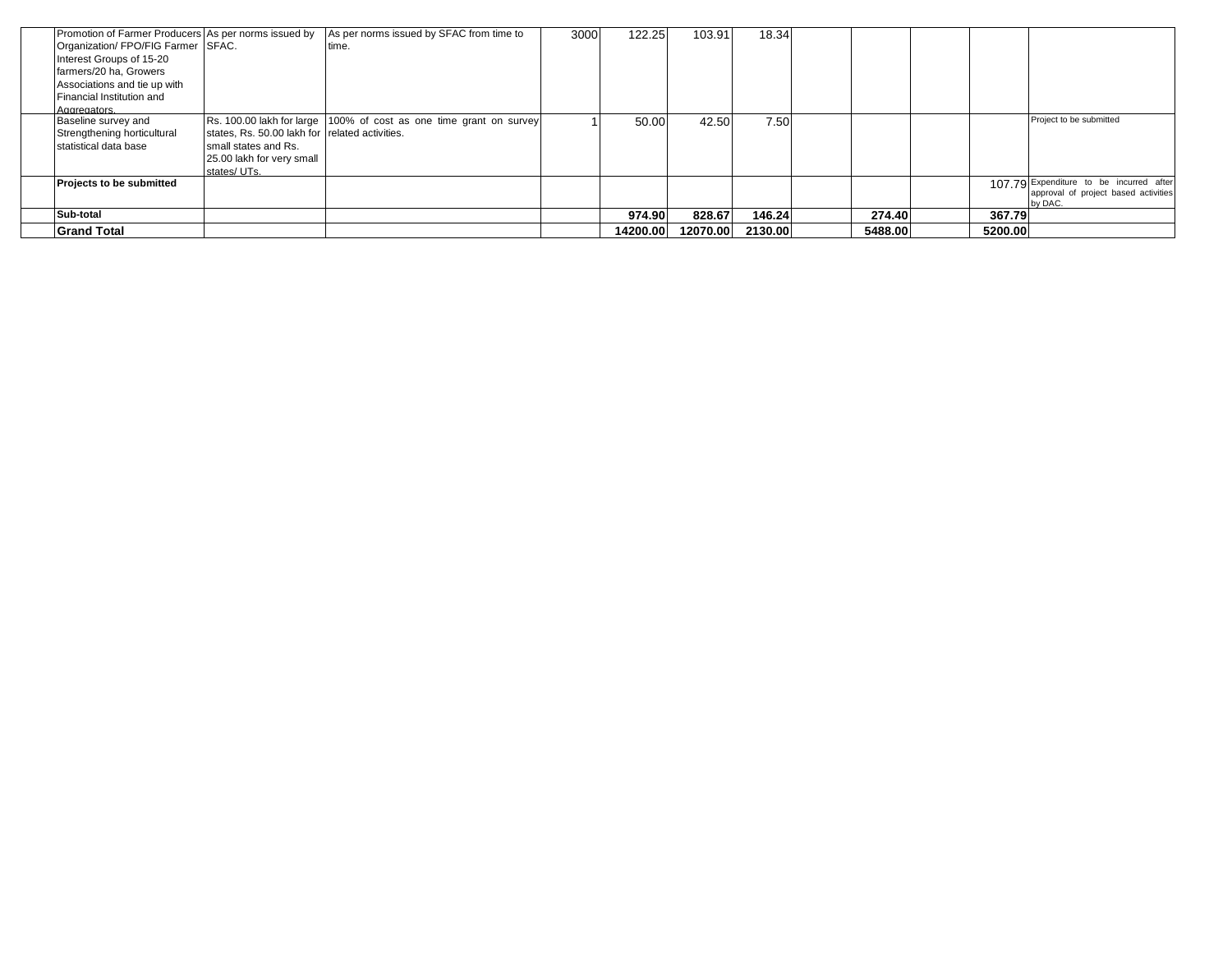| | | | | | | | | | | | | |
|---|---|---|---|---|---|---|---|---|---|---|---|---|
| | Promotion of Farmer Producers Organization/ FPO/FIG Farmer Interest Groups of 15-20 farmers/20 ha, Growers Associations and tie up with Financial Institution and Aggregators. | As per norms issued by SFAC. | As per norms issued by SFAC from time to time. | 3000 | 122.25 | 103.91 | 18.34 | | | | | |
| | Baseline survey and Strengthening horticultural statistical data base | Rs. 100.00 lakh for large states, Rs. 50.00 lakh for small states and Rs. 25.00 lakh for very small states/ UTs. | 100% of cost as one time grant on survey related activities. | 1 | 50.00 | 42.50 | 7.50 | | | | | Project to be submitted |
| | **Projects to be submitted** | | | | | | | | | | 107.79 | Expenditure to be incurred after approval of project based activities by DAC. |
| | **Sub-total** | | | | **974.90** | **828.67** | **146.24** | | **274.40** | | **367.79** | |
| | **Grand Total** | | | | **14200.00** | **12070.00** | **2130.00** | | **5488.00** | | **5200.00** | |